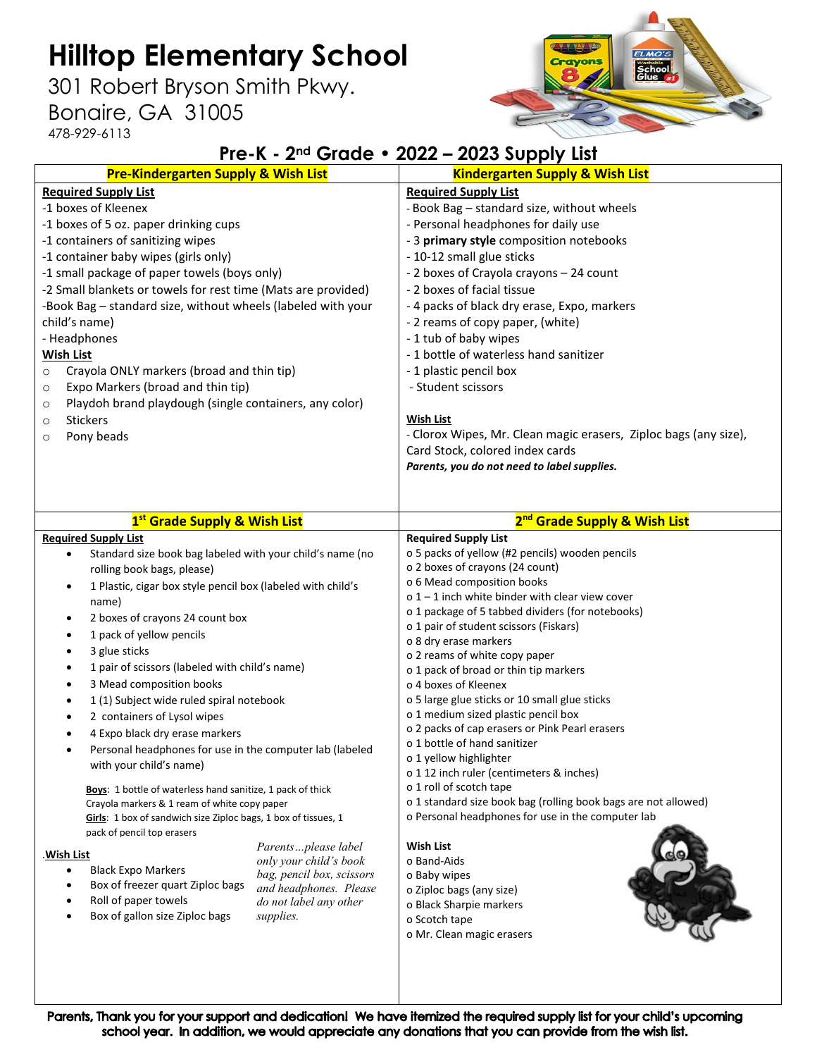# Hilltop Elementary School

301 Robert Bryson Smith Pkwy.
Bonaire, GA 31005
478-929-6113

## Pre-K - 2nd Grade • 2022 – 2023 Supply List

### Pre-Kindergarten Supply & Wish List

**Required Supply List**

- -1 boxes of Kleenex
- -1 boxes of 5 oz. paper drinking cups
- -1 containers of sanitizing wipes
- -1 container baby wipes (girls only)
- -1 small package of paper towels (boys only)
- -2 Small blankets or towels for rest time (Mats are provided)
- -Book Bag – standard size, without wheels (labeled with your child's name)
- - Headphones

**Wish List**

- Crayola ONLY markers (broad and thin tip)
- Expo Markers (broad and thin tip)
- Playdoh brand playdough (single containers, any color)
- Stickers
- Pony beads

### Kindergarten Supply & Wish List

**Required Supply List**

- Book Bag – standard size, without wheels
- Personal headphones for daily use
- 3 **primary style** composition notebooks
- 10-12 small glue sticks
- 2 boxes of Crayola crayons – 24 count
- 2 boxes of facial tissue
- 4 packs of black dry erase, Expo, markers
- 2 reams of copy paper, (white)
- 1 tub of baby wipes
- 1 bottle of waterless hand sanitizer
- 1 plastic pencil box
- Student scissors

**Wish List**

- Clorox Wipes, Mr. Clean magic erasers, Ziploc bags (any size), Card Stock, colored index cards

***Parents, you do not need to label supplies.***

### 1st Grade Supply & Wish List

**Required Supply List**

- Standard size book bag labeled with your child's name (no rolling book bags, please)
- 1 Plastic, cigar box style pencil box (labeled with child's name)
- 2 boxes of crayons 24 count box
- 1 pack of yellow pencils
- 3 glue sticks
- 1 pair of scissors (labeled with child's name)
- 3 Mead composition books
- 1 (1) Subject wide ruled spiral notebook
- 2 containers of Lysol wipes
- 4 Expo black dry erase markers
- Personal headphones for use in the computer lab (labeled with your child's name)

**Boys**: 1 bottle of waterless hand sanitize, 1 pack of thick Crayola markers & 1 ream of white copy paper
**Girls**: 1 box of sandwich size Ziploc bags, 1 box of tissues, 1 pack of pencil top erasers

**.Wish List**

- Black Expo Markers
- Box of freezer quart Ziploc bags
- Roll of paper towels
- Box of gallon size Ziploc bags

*Parents…please label only your child's book bag, pencil box, scissors and headphones. Please do not label any other supplies.*

### 2nd Grade Supply & Wish List

**Required Supply List**

- 5 packs of yellow (#2 pencils) wooden pencils
- 2 boxes of crayons (24 count)
- 6 Mead composition books
- 1 – 1 inch white binder with clear view cover
- 1 package of 5 tabbed dividers (for notebooks)
- 1 pair of student scissors (Fiskars)
- 8 dry erase markers
- 2 reams of white copy paper
- 1 pack of broad or thin tip markers
- 4 boxes of Kleenex
- 5 large glue sticks or 10 small glue sticks
- 1 medium sized plastic pencil box
- 2 packs of cap erasers or Pink Pearl erasers
- 1 bottle of hand sanitizer
- 1 yellow highlighter
- 1 12 inch ruler (centimeters & inches)
- 1 roll of scotch tape
- 1 standard size book bag (rolling book bags are not allowed)
- Personal headphones for use in the computer lab

**Wish List**

- Band-Aids
- Baby wipes
- Ziploc bags (any size)
- Black Sharpie markers
- Scotch tape
- Mr. Clean magic erasers

**Parents, Thank you for your support and dedication! We have itemized the required supply list for your child's upcoming school year. In addition, we would appreciate any donations that you can provide from the wish list.**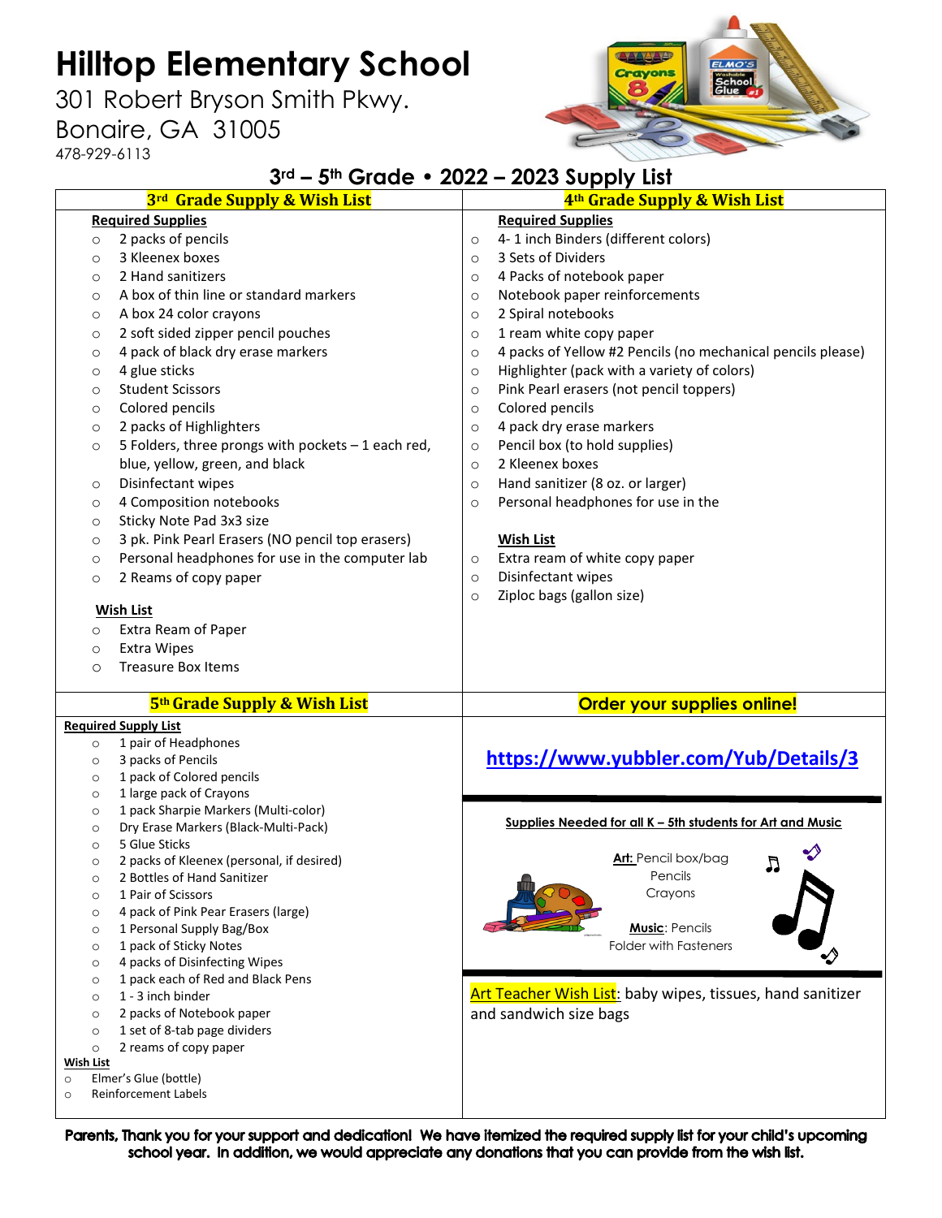# Hilltop Elementary School

301 Robert Bryson Smith Pkwy.
Bonaire, GA 31005
478-929-6113

## 3rd – 5th Grade • 2022 – 2023 Supply List

### 3rd Grade Supply & Wish List

**Required Supplies**

- 2 packs of pencils
- 3 Kleenex boxes
- 2 Hand sanitizers
- A box of thin line or standard markers
- A box 24 color crayons
- 2 soft sided zipper pencil pouches
- 4 pack of black dry erase markers
- 4 glue sticks
- Student Scissors
- Colored pencils
- 2 packs of Highlighters
- 5 Folders, three prongs with pockets – 1 each red, blue, yellow, green, and black
- Disinfectant wipes
- 4 Composition notebooks
- Sticky Note Pad 3x3 size
- 3 pk. Pink Pearl Erasers (NO pencil top erasers)
- Personal headphones for use in the computer lab
- 2 Reams of copy paper

**Wish List**

- Extra Ream of Paper
- Extra Wipes
- Treasure Box Items

### 4th Grade Supply & Wish List

**Required Supplies**

- 4- 1 inch Binders (different colors)
- 3 Sets of Dividers
- 4 Packs of notebook paper
- Notebook paper reinforcements
- 2 Spiral notebooks
- 1 ream white copy paper
- 4 packs of Yellow #2 Pencils (no mechanical pencils please)
- Highlighter (pack with a variety of colors)
- Pink Pearl erasers (not pencil toppers)
- Colored pencils
- 4 pack dry erase markers
- Pencil box (to hold supplies)
- 2 Kleenex boxes
- Hand sanitizer (8 oz. or larger)
- Personal headphones for use in the

**Wish List**

- Extra ream of white copy paper
- Disinfectant wipes
- Ziploc bags (gallon size)

### 5th Grade Supply & Wish List

**Required Supply List**

- 1 pair of Headphones
- 3 packs of Pencils
- 1 pack of Colored pencils
- 1 large pack of Crayons
- 1 pack Sharpie Markers (Multi-color)
- Dry Erase Markers (Black-Multi-Pack)
- 5 Glue Sticks
- 2 packs of Kleenex (personal, if desired)
- 2 Bottles of Hand Sanitizer
- 1 Pair of Scissors
- 4 pack of Pink Pear Erasers (large)
- 1 Personal Supply Bag/Box
- 1 pack of Sticky Notes
- 4 packs of Disinfecting Wipes
- 1 pack each of Red and Black Pens
- 1 - 3 inch binder
- 2 packs of Notebook paper
- 1 set of 8-tab page dividers
- 2 reams of copy paper

**Wish List**

- Elmer's Glue (bottle)
- Reinforcement Labels

### Order your supplies online!

https://www.yubbler.com/Yub/Details/3

**Supplies Needed for all K – 5th students for Art and Music**

**Art:** Pencil box/bag
Pencils
Crayons

**Music**: Pencils
Folder with Fasteners

Art Teacher Wish List: baby wipes, tissues, hand sanitizer and sandwich size bags

**Parents, Thank you for your support and dedication! We have itemized the required supply list for your child's upcoming school year. In addition, we would appreciate any donations that you can provide from the wish list.**